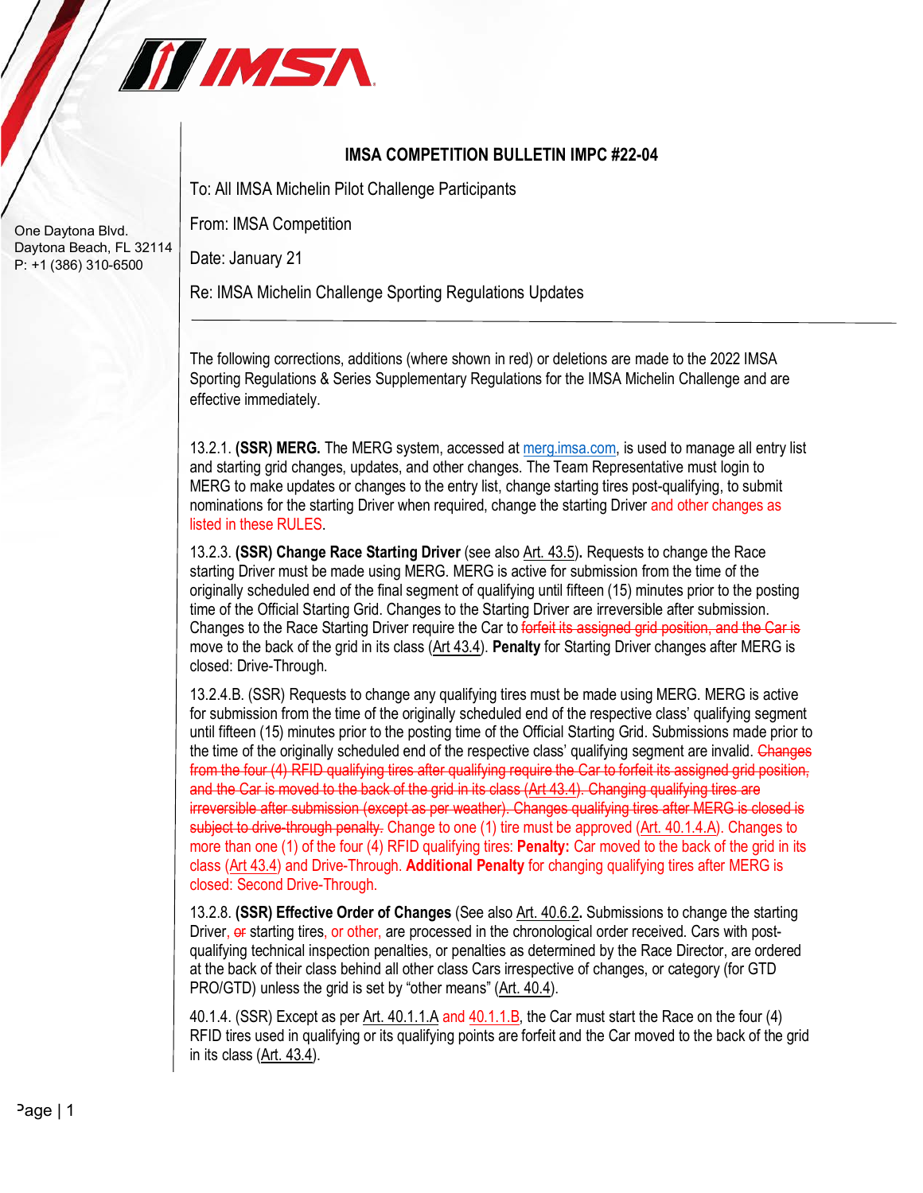One Daytona Blvd.
Daytona Beach, FL 32114
P: +1 (386) 310-6500

# IMSA COMPETITION BULLETIN IMPC #22-04

To: All IMSA Michelin Pilot Challenge Participants

From: IMSA Competition

Date: January 21

Re: IMSA Michelin Challenge Sporting Regulations Updates

---

The following corrections, additions (where shown in red) or deletions are made to the 2022 IMSA Sporting Regulations & Series Supplementary Regulations for the IMSA Michelin Challenge and are effective immediately.

13.2.1. **(SSR) MERG.** The MERG system, accessed at merg.imsa.com, is used to manage all entry list and starting grid changes, updates, and other changes. The Team Representative must login to MERG to make updates or changes to the entry list, change starting tires post-qualifying, to submit nominations for the starting Driver when required, change the starting Driver and other changes as listed in these RULES.

13.2.3. **(SSR) Change Race Starting Driver** (see also Art. 43.5)**.** Requests to change the Race starting Driver must be made using MERG. MERG is active for submission from the time of the originally scheduled end of the final segment of qualifying until fifteen (15) minutes prior to the posting time of the Official Starting Grid. Changes to the Starting Driver are irreversible after submission. Changes to the Race Starting Driver require the Car to ~~forfeit its assigned grid position, and the Car is~~ move to the back of the grid in its class (Art 43.4). **Penalty** for Starting Driver changes after MERG is closed: Drive-Through.

13.2.4.B. (SSR) Requests to change any qualifying tires must be made using MERG. MERG is active for submission from the time of the originally scheduled end of the respective class' qualifying segment until fifteen (15) minutes prior to the posting time of the Official Starting Grid. Submissions made prior to the time of the originally scheduled end of the respective class' qualifying segment are invalid. ~~Changes from the four (4) RFID qualifying tires after qualifying require the Car to forfeit its assigned grid position, and the Car is moved to the back of the grid in its class (Art 43.4). Changing qualifying tires are irreversible after submission (except as per weather). Changes qualifying tires after MERG is closed is subject to drive-through penalty.~~ Change to one (1) tire must be approved (Art. 40.1.4.A). Changes to more than one (1) of the four (4) RFID qualifying tires: **Penalty:** Car moved to the back of the grid in its class (Art 43.4) and Drive-Through. **Additional Penalty** for changing qualifying tires after MERG is closed: Second Drive-Through.

13.2.8. **(SSR) Effective Order of Changes** (See also Art. 40.6.2**.** Submissions to change the starting Driver, ~~or~~ starting tires, or other, are processed in the chronological order received. Cars with post-qualifying technical inspection penalties, or penalties as determined by the Race Director, are ordered at the back of their class behind all other class Cars irrespective of changes, or category (for GTD PRO/GTD) unless the grid is set by "other means" (Art. 40.4).

40.1.4. (SSR) Except as per Art. 40.1.1.A and 40.1.1.B, the Car must start the Race on the four (4) RFID tires used in qualifying or its qualifying points are forfeit and the Car moved to the back of the grid in its class (Art. 43.4).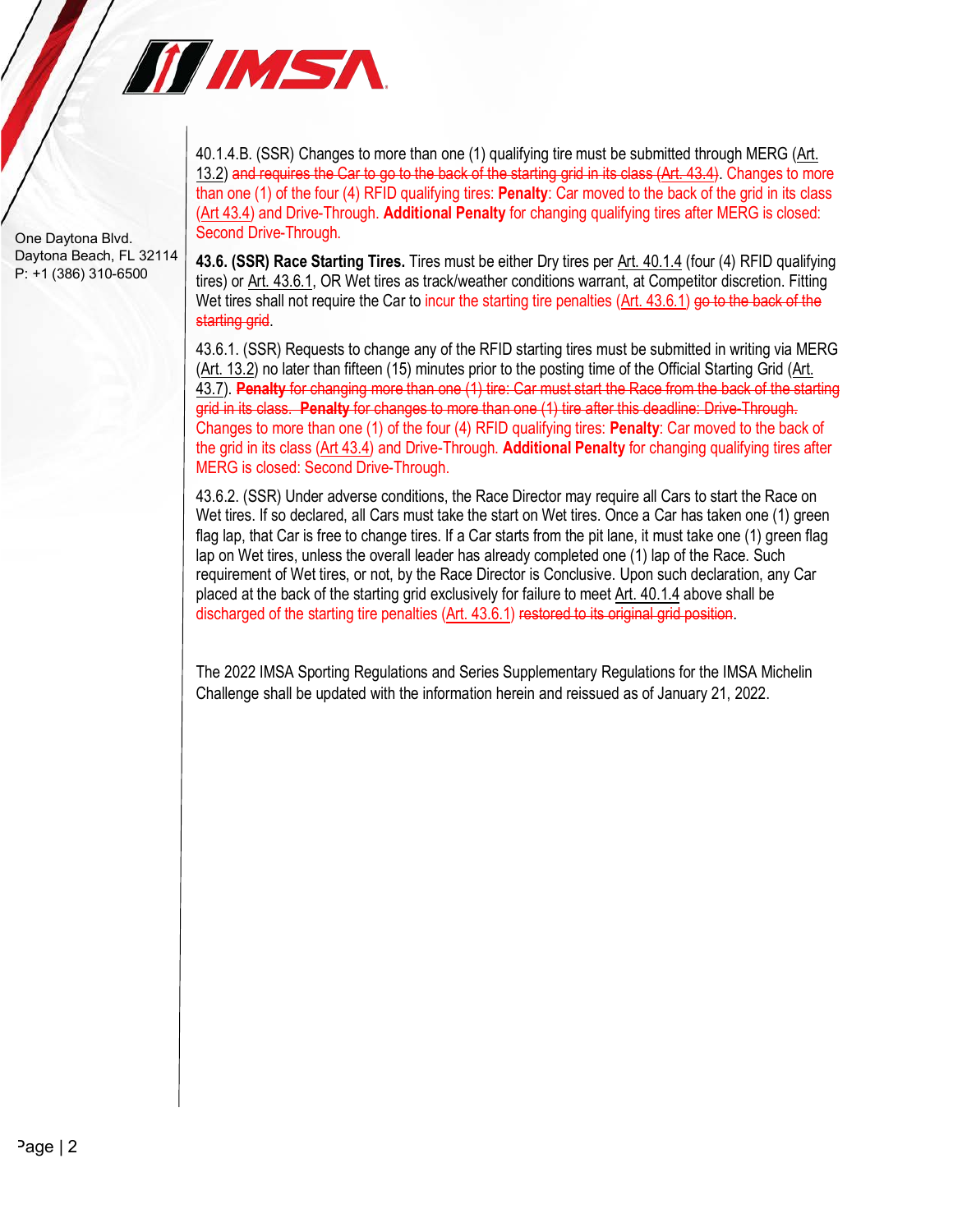40.1.4.B. (SSR) Changes to more than one (1) qualifying tire must be submitted through MERG (Art. 13.2) ~~and requires the Car to go to the back of the starting grid in its class (Art. 43.4)~~. Changes to more than one (1) of the four (4) RFID qualifying tires: **Penalty**: Car moved to the back of the grid in its class (Art 43.4) and Drive-Through. **Additional Penalty** for changing qualifying tires after MERG is closed: Second Drive-Through.

**43.6. (SSR) Race Starting Tires.** Tires must be either Dry tires per Art. 40.1.4 (four (4) RFID qualifying tires) or Art. 43.6.1, OR Wet tires as track/weather conditions warrant, at Competitor discretion. Fitting Wet tires shall not require the Car to incur the starting tire penalties (Art. 43.6.1) ~~go to the back of the starting grid~~.

43.6.1. (SSR) Requests to change any of the RFID starting tires must be submitted in writing via MERG (Art. 13.2) no later than fifteen (15) minutes prior to the posting time of the Official Starting Grid (Art. 43.7). ~~**Penalty** for changing more than one (1) tire: Car must start the Race from the back of the starting grid in its class. **Penalty** for changes to more than one (1) tire after this deadline: Drive-Through.~~ Changes to more than one (1) of the four (4) RFID qualifying tires: **Penalty**: Car moved to the back of the grid in its class (Art 43.4) and Drive-Through. **Additional Penalty** for changing qualifying tires after MERG is closed: Second Drive-Through.

43.6.2. (SSR) Under adverse conditions, the Race Director may require all Cars to start the Race on Wet tires. If so declared, all Cars must take the start on Wet tires. Once a Car has taken one (1) green flag lap, that Car is free to change tires. If a Car starts from the pit lane, it must take one (1) green flag lap on Wet tires, unless the overall leader has already completed one (1) lap of the Race. Such requirement of Wet tires, or not, by the Race Director is Conclusive. Upon such declaration, any Car placed at the back of the starting grid exclusively for failure to meet Art. 40.1.4 above shall be discharged of the starting tire penalties (Art. 43.6.1) ~~restored to its original grid position~~.

The 2022 IMSA Sporting Regulations and Series Supplementary Regulations for the IMSA Michelin Challenge shall be updated with the information herein and reissued as of January 21, 2022.